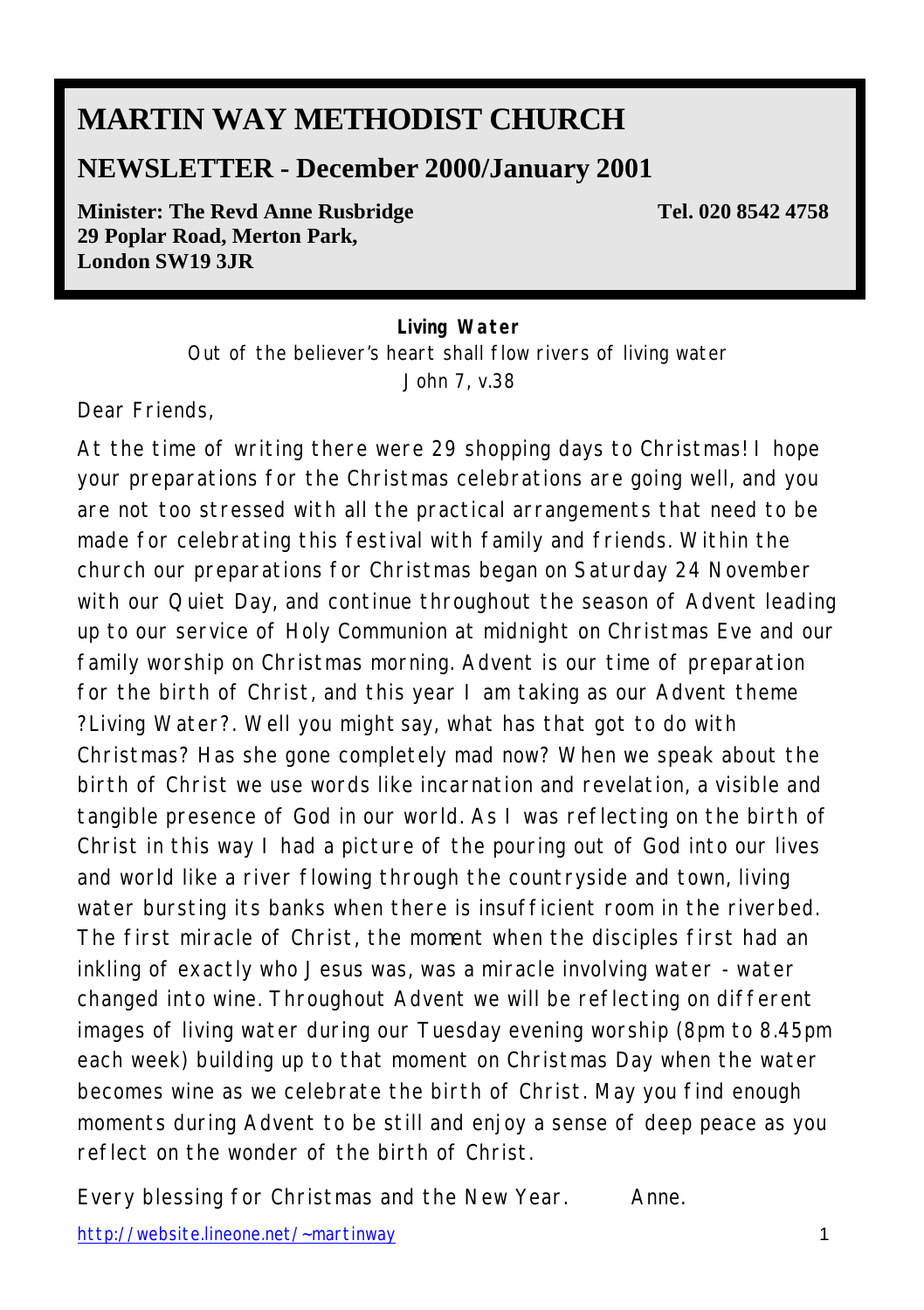# MARTIN WAY METHODIST CHURCH

## NEWSLETTER - December 2000/January 2001

**Minister: The Revd Anne Rusbridge** **Tel. 020 8542 4758**
**29 Poplar Road, Merton Park,**
**London SW19 3JR**

**Living Water**

*Out of the believer's heart shall flow rivers of living water*
*John 7, v.38*

Dear Friends,

At the time of writing there were 29 shopping days to Christmas! I hope your preparations for the Christmas celebrations are going well, and you are not too stressed with all the practical arrangements that need to be made for celebrating this festival with family and friends. Within the church our preparations for Christmas began on Saturday 24 November with our Quiet Day, and continue throughout the season of Advent leading up to our service of Holy Communion at midnight on Christmas Eve and our family worship on Christmas morning. Advent is our time of preparation for the birth of Christ, and this year I am taking as our Advent theme ?Living Water?. Well you might say, what has that got to do with Christmas? Has she gone completely mad now? When we speak about the birth of Christ we use words like incarnation and revelation, a visible and tangible presence of God in our world. As I was reflecting on the birth of Christ in this way I had a picture of the pouring out of God into our lives and world like a river flowing through the countryside and town, living water bursting its banks when there is insufficient room in the riverbed. The first miracle of Christ, the moment when the disciples first had an inkling of exactly who Jesus was, was a miracle involving water - water changed into wine. Throughout Advent we will be reflecting on different images of living water during our Tuesday evening worship (8pm to 8.45pm each week) building up to that moment on Christmas Day when the water becomes wine as we celebrate the birth of Christ. May you find enough moments during Advent to be still and enjoy a sense of deep peace as you reflect on the wonder of the birth of Christ.

Every blessing for Christmas and the New Year. Anne.

http://website.lineone.net/~martinway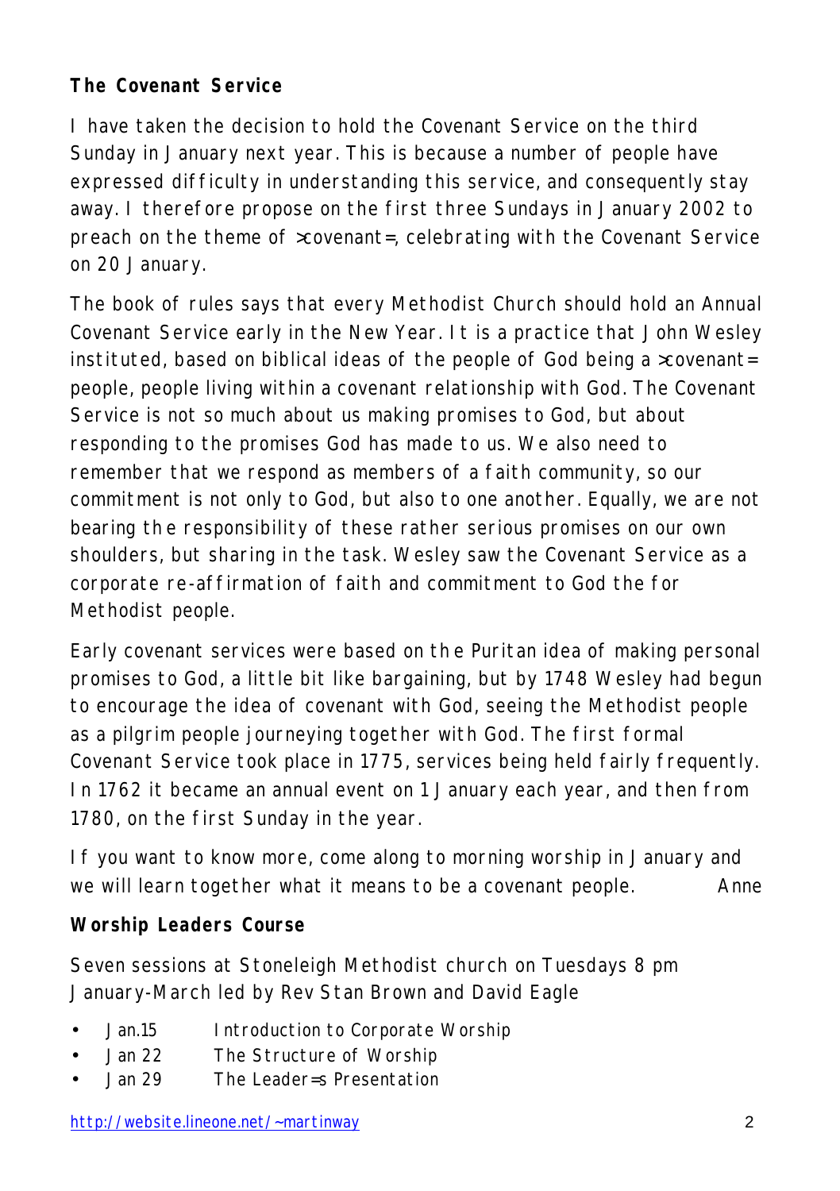**The Covenant Service**

I have taken the decision to hold the Covenant Service on the third Sunday in January next year. This is because a number of people have expressed difficulty in understanding this service, and consequently stay away. I therefore propose on the first three Sundays in January 2002 to preach on the theme of >covenant=, celebrating with the Covenant Service on 20 January.

The book of rules says that every Methodist Church should hold an Annual Covenant Service early in the New Year. It is a practice that John Wesley instituted, based on biblical ideas of the people of God being a >covenant= people, people living within a covenant relationship with God. The Covenant Service is not so much about us making promises to God, but about responding to the promises God has made to us. We also need to remember that we respond as members of a faith community, so our commitment is not only to God, but also to one another. Equally, we are not bearing th e responsibility of these rather serious promises on our own shoulders, but sharing in the task. Wesley saw the Covenant Service as a corporate re-affirmation of faith and commitment to God the for Methodist people.

Early covenant services were based on th e Puritan idea of making personal promises to God, a little bit like bargaining, but by 1748 Wesley had begun to encourage the idea of covenant with God, seeing the Methodist people as a pilgrim people journeying together with God. The first formal Covenant Service took place in 1775, services being held fairly frequently. In 1762 it became an annual event on 1 January each year, and then from 1780, on the first Sunday in the year.

If you want to know more, come along to morning worship in January and we will learn together what it means to be a covenant people. Anne

**Worship Leaders Course**

Seven sessions at Stoneleigh Methodist church on Tuesdays 8 pm January-March led by Rev Stan Brown and David Eagle

- Jan.15 Introduction to Corporate Worship
- Jan 22 The Structure of Worship
- Jan 29 The Leader=s Presentation

http://website.lineone.net/~martinway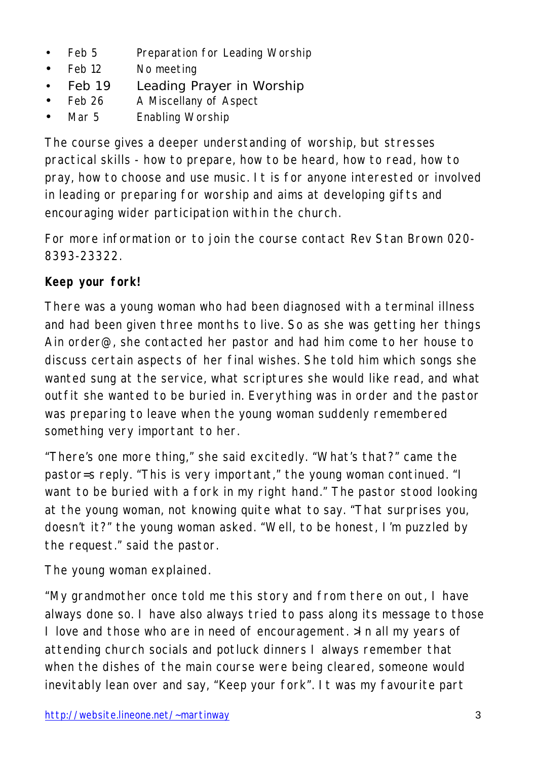- Feb 5 Preparation for Leading Worship
- Feb 12 No meeting
- Feb 19 Leading Prayer in Worship
- Feb 26 A Miscellany of Aspect
- Mar 5 Enabling Worship

The course gives a deeper understanding of worship, but stresses practical skills - how to prepare, how to be heard, how to read, how to pray, how to choose and use music. It is for anyone interested or involved in leading or preparing for worship and aims at developing gifts and encouraging wider participation within the church.

For more information or to join the course contact Rev Stan Brown 020-8393-23322.

**Keep your fork!**

There was a young woman who had been diagnosed with a terminal illness and had been given three months to live. So as she was getting her things Ain order@, she contacted her pastor and had him come to her house to discuss certain aspects of her final wishes. She told him which songs she wanted sung at the service, what scriptures she would like read, and what outfit she wanted to be buried in. Everything was in order and the pastor was preparing to leave when the young woman suddenly remembered something very important to her.

"There's one more thing," she said excitedly. "What's that?" came the pastor=s reply. "This is very important," the young woman continued. "I want to be buried with a fork in my right hand." The pastor stood looking at the young woman, not knowing quite what to say. "That surprises you, doesn't it?" the young woman asked. "Well, to be honest, I'm puzzled by the request." said the pastor.

The young woman explained.

"My grandmother once told me this story and from there on out, I have always done so. I have also always tried to pass along its message to those I love and those who are in need of encouragement. >In all my years of attending church socials and potluck dinners I always remember that when the dishes of the main course were being cleared, someone would inevitably lean over and say, "Keep your fork". It was my favourite part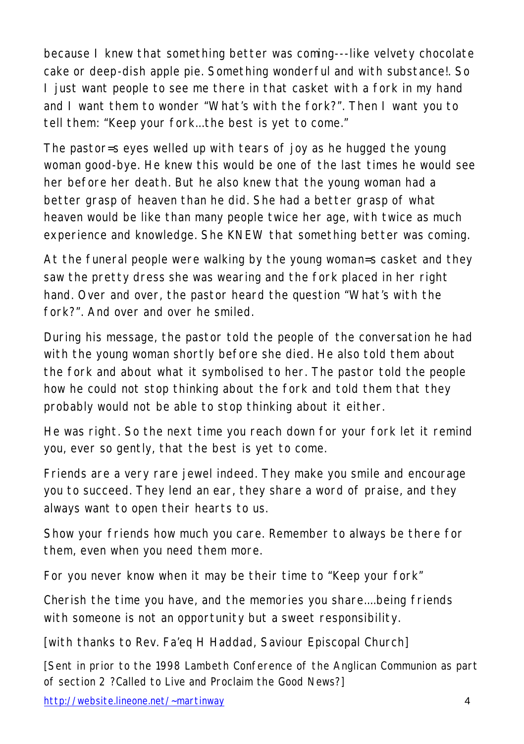because I knew that something better was coming---like velvety chocolate cake or deep-dish apple pie. Something wonderful and with substance!. So I just want people to see me there in that casket with a fork in my hand and I want them to wonder "What's with the fork?". Then I want you to tell them: "Keep your fork…the best is yet to come."

The pastor=s eyes welled up with tears of joy as he hugged the young woman good-bye. He knew this would be one of the last times he would see her before her death. But he also knew that the young woman had a better grasp of heaven than he did. She had a better grasp of what heaven would be like than many people twice her age, with twice as much experience and knowledge. She KNEW that something better was coming.

At the funeral people were walking by the young woman=s casket and they saw the pretty dress she was wearing and the fork placed in her right hand. Over and over, the pastor heard the question "What's with the fork?". And over and over he smiled.

During his message, the pastor told the people of the conversation he had with the young woman shortly before she died. He also told them about the fork and about what it symbolised to her. The pastor told the people how he could not stop thinking about the fork and told them that they probably would not be able to stop thinking about it either.

He was right. So the next time you reach down for your fork let it remind you, ever so gently, that the best is yet to come.

Friends are a very rare jewel indeed. They make you smile and encourage you to succeed. They lend an ear, they share a word of praise, and they always want to open their hearts to us.

Show your friends how much you care. Remember to always be there for them, even when you need them more.

For you never know when it may be their time to "Keep your fork"

Cherish the time you have, and the memories you share….being friends with someone is not an opportunity but a sweet responsibility.

[with thanks to Rev. Fa'eq H Haddad, Saviour Episcopal Church]

[Sent in prior to the 1998 Lambeth Conference of the Anglican Communion as part of section 2 ?Called to Live and Proclaim the Good News?]

http://website.lineone.net/~martinway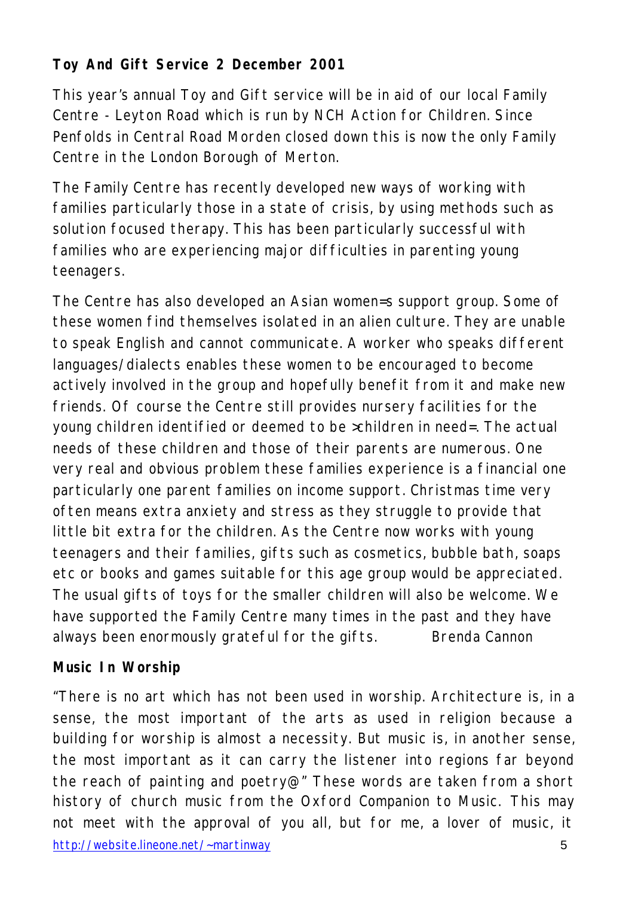**Toy And Gift Service 2 December 2001**

This year's annual Toy and Gift service will be in aid of our local Family Centre - Leyton Road which is run by NCH Action for Children. Since Penfolds in Central Road Morden closed down this is now the only Family Centre in the London Borough of Merton.

The Family Centre has recently developed new ways of working with families particularly those in a state of crisis, by using methods such as solution focused therapy. This has been particularly successful with families who are experiencing major difficulties in parenting young teenagers.

The Centre has also developed an Asian women=s support group. Some of these women find themselves isolated in an alien culture. They are unable to speak English and cannot communicate. A worker who speaks different languages/dialects enables these women to be encouraged to become actively involved in the group and hopefully benefit from it and make new friends. Of course the Centre still provides nursery facilities for the young children identified or deemed to be >children in need=. The actual needs of these children and those of their parents are numerous. One very real and obvious problem these families experience is a financial one particularly one parent families on income support. Christmas time very often means extra anxiety and stress as they struggle to provide that little bit extra for the children. As the Centre now works with young teenagers and their families, gifts such as cosmetics, bubble bath, soaps etc or books and games suitable for this age group would be appreciated. The usual gifts of toys for the smaller children will also be welcome. We have supported the Family Centre many times in the past and they have always been enormously grateful for the gifts. Brenda Cannon

**Music In Worship**

"There is no art which has not been used in worship. Architecture is, in a sense, the most important of the arts as used in religion because a building for worship is almost a necessity. But music is, in another sense, the most important as it can carry the listener into regions far beyond the reach of painting and poetry@" These words are taken from a short history of church music from the Oxford Companion to Music. This may not meet with the approval of you all, but for me, a lover of music, it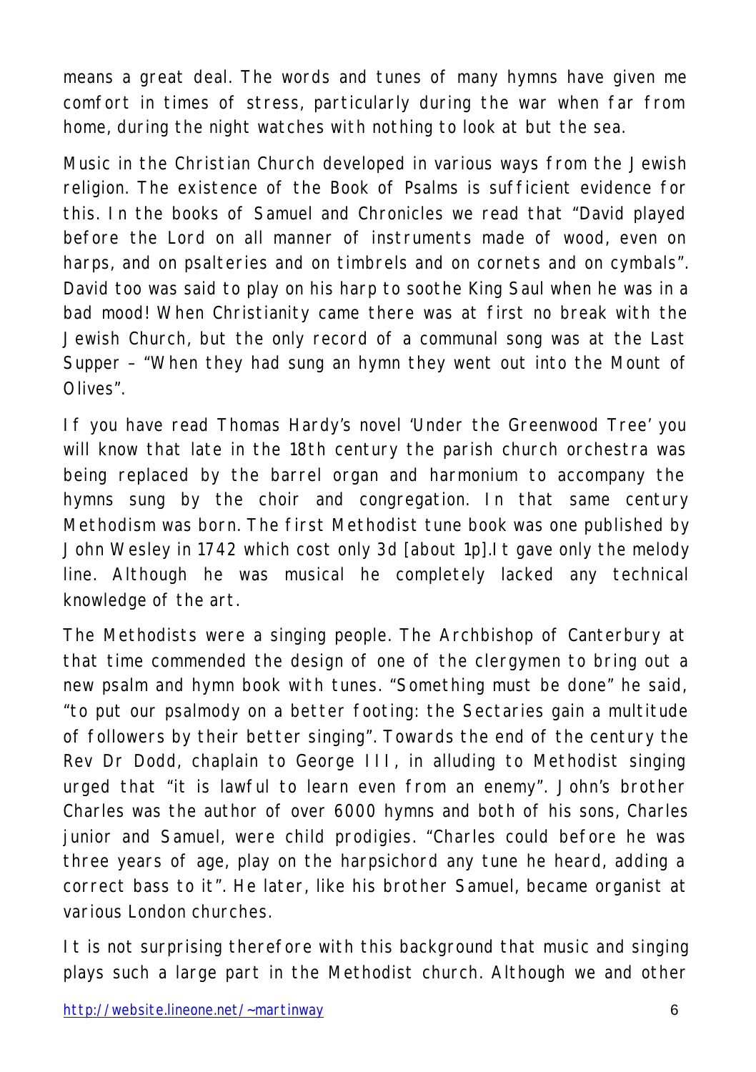means a great deal. The words and tunes of many hymns have given me comfort in times of stress, particularly during the war when far from home, during the night watches with nothing to look at but the sea.

Music in the Christian Church developed in various ways from the Jewish religion. The existence of the Book of Psalms is sufficient evidence for this. In the books of Samuel and Chronicles we read that "David played before the Lord on all manner of instruments made of wood, even on harps, and on psalteries and on timbrels and on cornets and on cymbals". David too was said to play on his harp to soothe King Saul when he was in a bad mood! When Christianity came there was at first no break with the Jewish Church, but the only record of a communal song was at the Last Supper – "When they had sung an hymn they went out into the Mount of Olives".

If you have read Thomas Hardy's novel 'Under the Greenwood Tree' you will know that late in the 18th century the parish church orchestra was being replaced by the barrel organ and harmonium to accompany the hymns sung by the choir and congregation. In that same century Methodism was born. The first Methodist tune book was one published by John Wesley in 1742 which cost only 3d [about 1p].It gave only the melody line. Although he was musical he completely lacked any technical knowledge of the art.

The Methodists were a singing people. The Archbishop of Canterbury at that time commended the design of one of the clergymen to bring out a new psalm and hymn book with tunes. "Something must be done" he said, "to put our psalmody on a better footing: the Sectaries gain a multitude of followers by their better singing". Towards the end of the century the Rev Dr Dodd, chaplain to George III, in alluding to Methodist singing urged that "it is lawful to learn even from an enemy". John's brother Charles was the author of over 6000 hymns and both of his sons, Charles junior and Samuel, were child prodigies. "Charles could before he was three years of age, play on the harpsichord any tune he heard, adding a correct bass to it". He later, like his brother Samuel, became organist at various London churches.

It is not surprising therefore with this background that music and singing plays such a large part in the Methodist church. Although we and other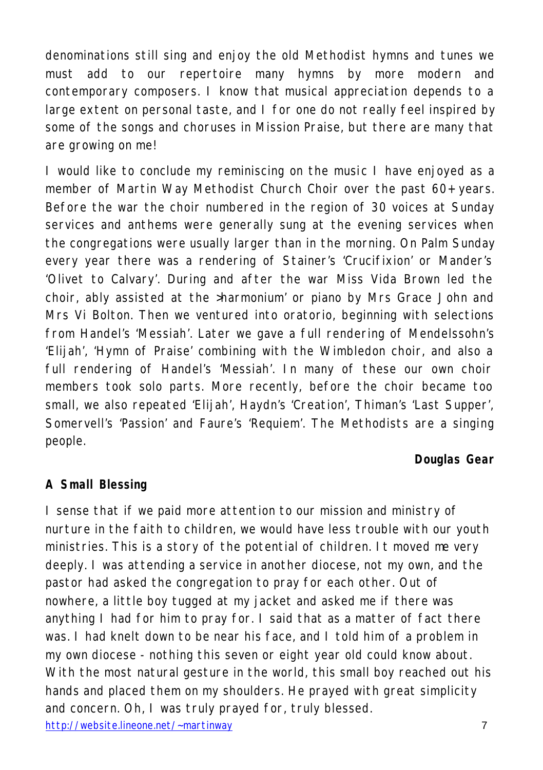denominations still sing and enjoy the old Methodist hymns and tunes we must add to our repertoire many hymns by more modern and contemporary composers. I know that musical appreciation depends to a large extent on personal taste, and I for one do not really feel inspired by some of the songs and choruses in Mission Praise, but there are many that are growing on me!

I would like to conclude my reminiscing on the music I have enjoyed as a member of Martin Way Methodist Church Choir over the past 60+ years. Before the war the choir numbered in the region of 30 voices at Sunday services and anthems were generally sung at the evening services when the congregations were usually larger than in the morning. On Palm Sunday every year there was a rendering of Stainer's 'Crucifixion' or Mander's 'Olivet to Calvary'. During and after the war Miss Vida Brown led the choir, ably assisted at the >harmonium' or piano by Mrs Grace John and Mrs Vi Bolton. Then we ventured into oratorio, beginning with selections from Handel's 'Messiah'. Later we gave a full rendering of Mendelssohn's 'Elijah', 'Hymn of Praise' combining with the Wimbledon choir, and also a full rendering of Handel's 'Messiah'. In many of these our own choir members took solo parts. More recently, before the choir became too small, we also repeated 'Elijah', Haydn's 'Creation', Thiman's 'Last Supper', Somervell's 'Passion' and Faure's 'Requiem'. The Methodists are a singing people.

**Douglas Gear**

**A Small Blessing**

I sense that if we paid more attention to our mission and ministry of nurture in the faith to children, we would have less trouble with our youth ministries. This is a story of the potential of children. It moved me very deeply. I was attending a service in another diocese, not my own, and the pastor had asked the congregation to pray for each other. Out of nowhere, a little boy tugged at my jacket and asked me if there was anything I had for him to pray for. I said that as a matter of fact there was. I had knelt down to be near his face, and I told him of a problem in my own diocese - nothing this seven or eight year old could know about. With the most natural gesture in the world, this small boy reached out his hands and placed them on my shoulders. He prayed with great simplicity and concern. Oh, I was truly prayed for, truly blessed.

http://website.lineone.net/~martinway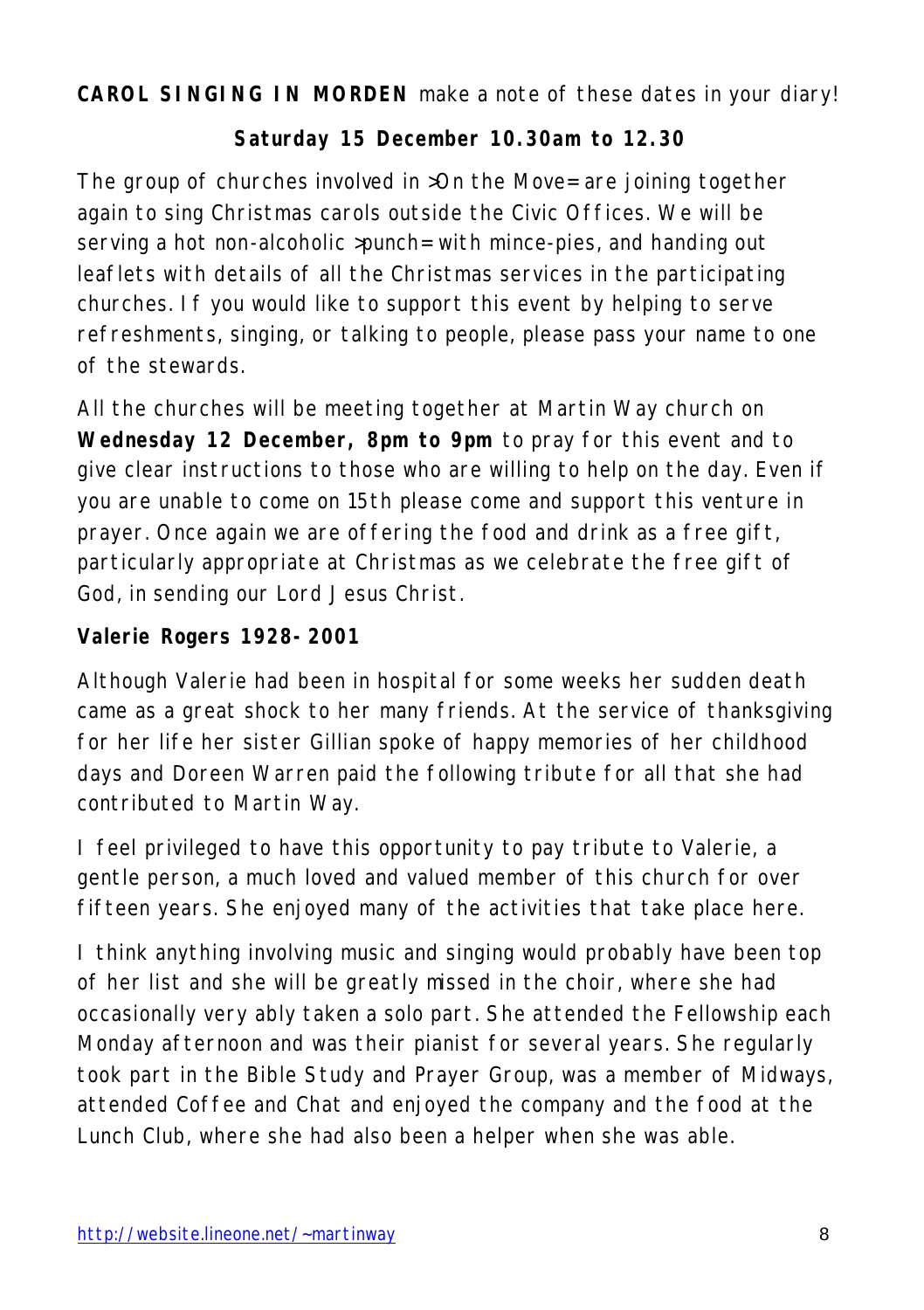**CAROL SINGING IN MORDEN** make a note of these dates in your diary!

**Saturday 15 December 10.30am to 12.30**

The group of churches involved in >On the Move= are joining together again to sing Christmas carols outside the Civic Offices. We will be serving a hot non-alcoholic >punch= with mince-pies, and handing out leaflets with details of all the Christmas services in the participating churches. If you would like to support this event by helping to serve refreshments, singing, or talking to people, please pass your name to one of the stewards.

All the churches will be meeting together at Martin Way church on **Wednesday 12 December, 8pm to 9pm** to pray for this event and to give clear instructions to those who are willing to help on the day. Even if you are unable to come on 15th please come and support this venture in prayer. Once again we are offering the food and drink as a free gift, particularly appropriate at Christmas as we celebrate the free gift of God, in sending our Lord Jesus Christ.

**Valerie Rogers 1928-2001**

Although Valerie had been in hospital for some weeks her sudden death came as a great shock to her many friends. At the service of thanksgiving for her life her sister Gillian spoke of happy memories of her childhood days and Doreen Warren paid the following tribute for all that she had contributed to Martin Way.

I feel privileged to have this opportunity to pay tribute to Valerie, a gentle person, a much loved and valued member of this church for over fifteen years. She enjoyed many of the activities that take place here.

I think anything involving music and singing would probably have been top of her list and she will be greatly missed in the choir, where she had occasionally very ably taken a solo part. She attended the Fellowship each Monday afternoon and was their pianist for several years. She regularly took part in the Bible Study and Prayer Group, was a member of Midways, attended Coffee and Chat and enjoyed the company and the food at the Lunch Club, where she had also been a helper when she was able.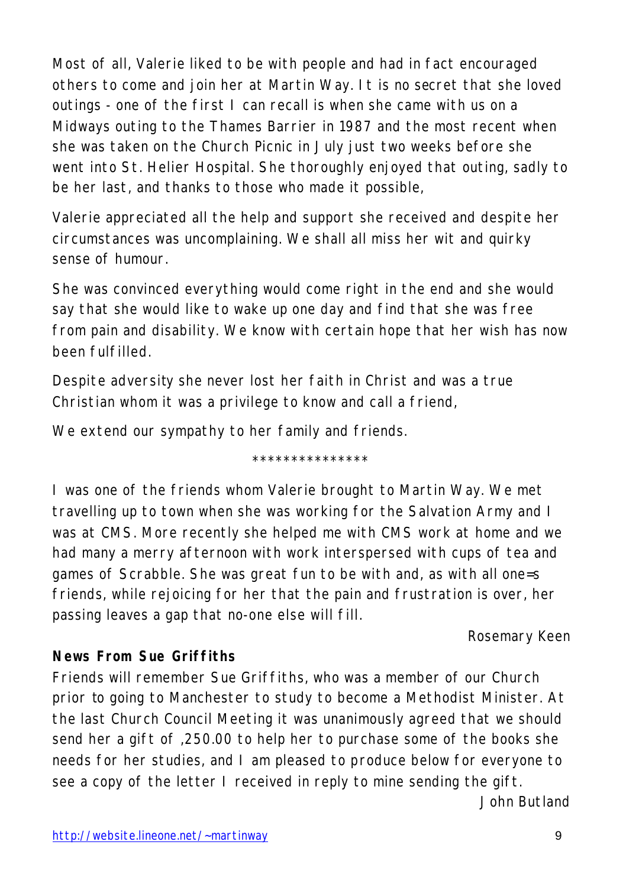Most of all, Valerie liked to be with people and had in fact encouraged others to come and join her at Martin Way. It is no secret that she loved outings - one of the first I can recall is when she came with us on a Midways outing to the Thames Barrier in 1987 and the most recent when she was taken on the Church Picnic in July just two weeks before she went into St. Helier Hospital. She thoroughly enjoyed that outing, sadly to be her last, and thanks to those who made it possible,

Valerie appreciated all the help and support she received and despite her circumstances was uncomplaining. We shall all miss her wit and quirky sense of humour.

She was convinced everything would come right in the end and she would say that she would like to wake up one day and find that she was free from pain and disability. We know with certain hope that her wish has now been fulfilled.

Despite adversity she never lost her faith in Christ and was a true Christian whom it was a privilege to know and call a friend,

We extend our sympathy to her family and friends.

***************

I was one of the friends whom Valerie brought to Martin Way. We met travelling up to town when she was working for the Salvation Army and I was at CMS. More recently she helped me with CMS work at home and we had many a merry afternoon with work interspersed with cups of tea and games of Scrabble. She was great fun to be with and, as with all one=s friends, while rejoicing for her that the pain and frustration is over, her passing leaves a gap that no-one else will fill.

Rosemary Keen

**News From Sue Griffiths**

Friends will remember Sue Griffiths, who was a member of our Church prior to going to Manchester to study to become a Methodist Minister. At the last Church Council Meeting it was unanimously agreed that we should send her a gift of ,250.00 to help her to purchase some of the books she needs for her studies, and I am pleased to produce below for everyone to see a copy of the letter I received in reply to mine sending the gift.

John Butland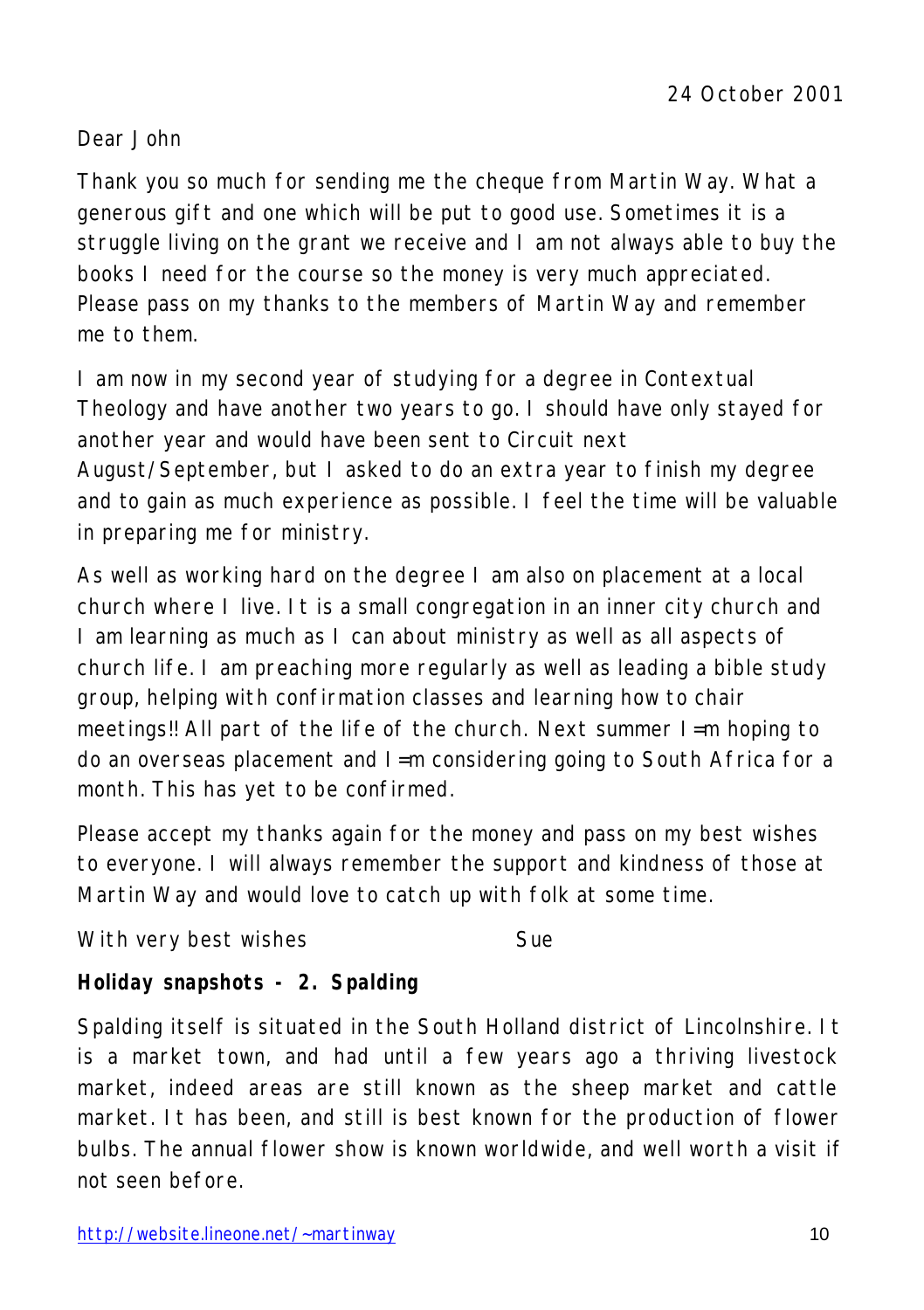24 October 2001

Dear John

Thank you so much for sending me the cheque from Martin Way. What a generous gift and one which will be put to good use. Sometimes it is a struggle living on the grant we receive and I am not always able to buy the books I need for the course so the money is very much appreciated. Please pass on my thanks to the members of Martin Way and remember me to them.

I am now in my second year of studying for a degree in Contextual Theology and have another two years to go. I should have only stayed for another year and would have been sent to Circuit next August/September, but I asked to do an extra year to finish my degree and to gain as much experience as possible. I feel the time will be valuable in preparing me for ministry.

As well as working hard on the degree I am also on placement at a local church where I live. It is a small congregation in an inner city church and I am learning as much as I can about ministry as well as all aspects of church life. I am preaching more regularly as well as leading a bible study group, helping with confirmation classes and learning how to chair meetings!! All part of the life of the church. Next summer I=m hoping to do an overseas placement and I=m considering going to South Africa for a month. This has yet to be confirmed.

Please accept my thanks again for the money and pass on my best wishes to everyone. I will always remember the support and kindness of those at Martin Way and would love to catch up with folk at some time.

With very best wishes Sue

**Holiday snapshots - 2. Spalding**

Spalding itself is situated in the South Holland district of Lincolnshire. It is a market town, and had until a few years ago a thriving livestock market, indeed areas are still known as the sheep market and cattle market. It has been, and still is best known for the production of flower bulbs. The annual flower show is known worldwide, and well worth a visit if not seen before.

http://website.lineone.net/~martinway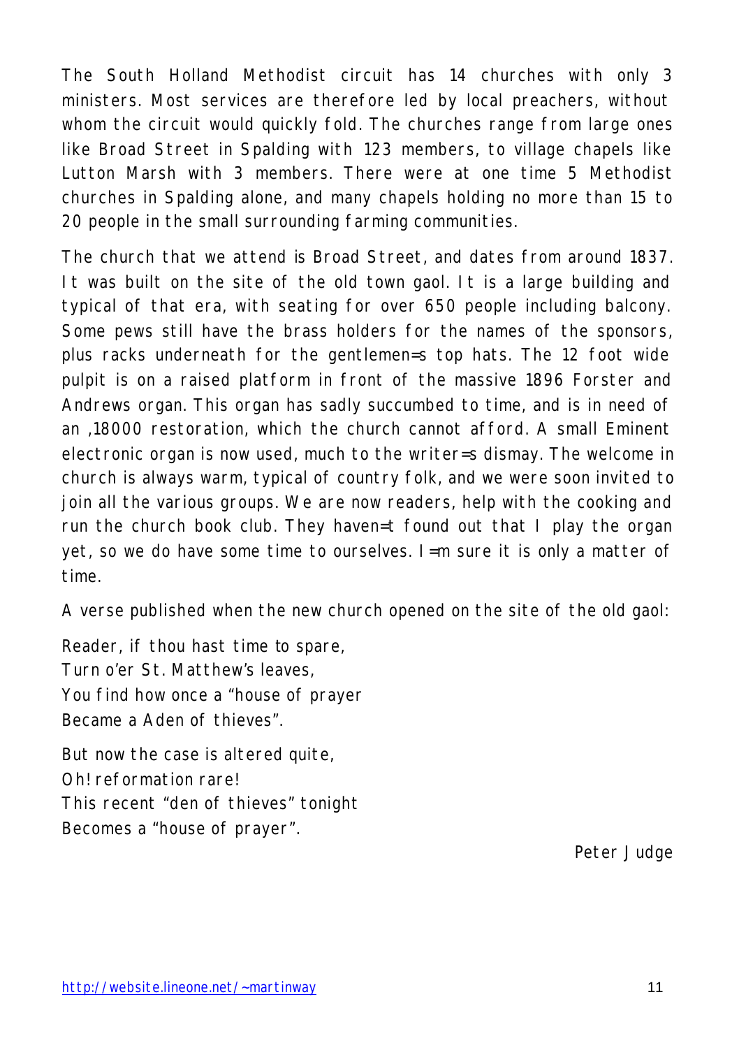The South Holland Methodist circuit has 14 churches with only 3 ministers. Most services are therefore led by local preachers, without whom the circuit would quickly fold. The churches range from large ones like Broad Street in Spalding with 123 members, to village chapels like Lutton Marsh with 3 members. There were at one time 5 Methodist churches in Spalding alone, and many chapels holding no more than 15 to 20 people in the small surrounding farming communities.

The church that we attend is Broad Street, and dates from around 1837. It was built on the site of the old town gaol. It is a large building and typical of that era, with seating for over 650 people including balcony. Some pews still have the brass holders for the names of the sponsors, plus racks underneath for the gentlemen=s top hats. The 12 foot wide pulpit is on a raised platform in front of the massive 1896 Forster and Andrews organ. This organ has sadly succumbed to time, and is in need of an ,18000 restoration, which the church cannot afford. A small Eminent electronic organ is now used, much to the writer=s dismay. The welcome in church is always warm, typical of country folk, and we were soon invited to join all the various groups. We are now readers, help with the cooking and run the church book club. They haven=t found out that I play the organ yet, so we do have some time to ourselves. I=m sure it is only a matter of time.

A verse published when the new church opened on the site of the old gaol:

Reader, if thou hast time to spare,  
Turn o'er St. Matthew's leaves,  
You find how once a "house of prayer  
Became a Aden of thieves".

But now the case is altered quite,  
Oh! reformation rare!  
This recent "den of thieves" tonight  
Becomes a "house of prayer".

Peter Judge

http://website.lineone.net/~martinway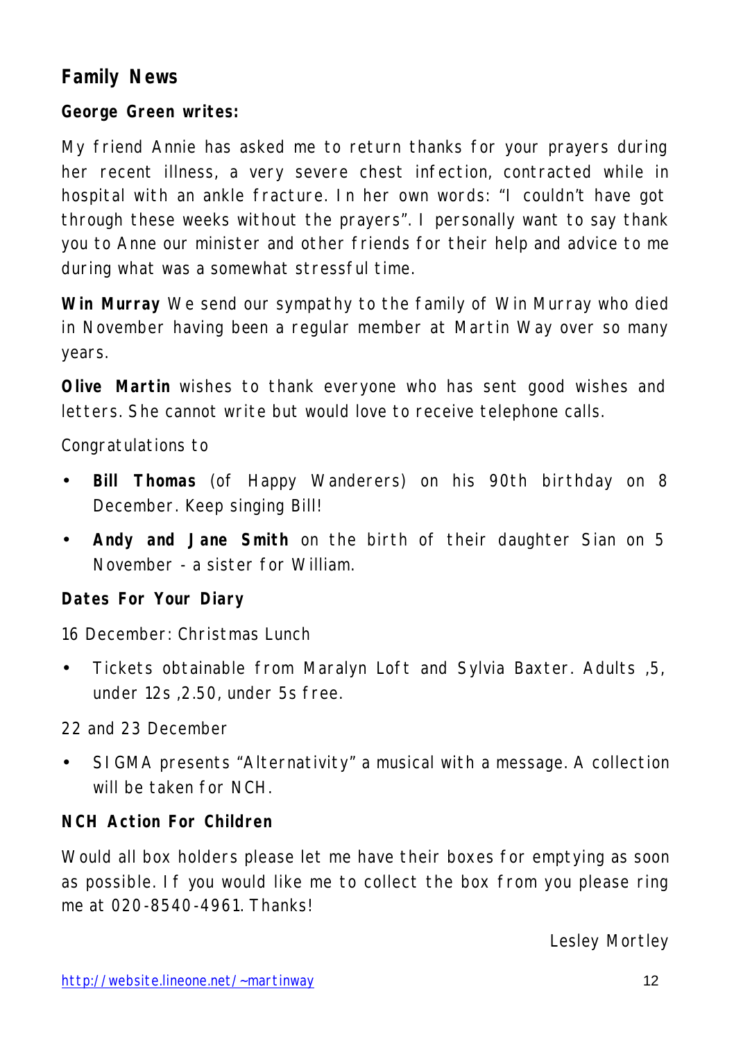## Family News

**George Green writes:**

My friend Annie has asked me to return thanks for your prayers during her recent illness, a very severe chest infection, contracted while in hospital with an ankle fracture. In her own words: "I couldn't have got through these weeks without the prayers". I personally want to say thank you to Anne our minister and other friends for their help and advice to me during what was a somewhat stressful time.

**Win Murray** We send our sympathy to the family of Win Murray who died in November having been a regular member at Martin Way over so many years.

**Olive Martin** wishes to thank everyone who has sent good wishes and letters. She cannot write but would love to receive telephone calls.

Congratulations to

- **Bill Thomas** (of Happy Wanderers) on his 90th birthday on 8 December. Keep singing Bill!
- **Andy and Jane Smith** on the birth of their daughter Sian on 5 November - a sister for William.

**Dates For Your Diary**

16 December: Christmas Lunch

- Tickets obtainable from Maralyn Loft and Sylvia Baxter. Adults ,5, under 12s ,2.50, under 5s free.

22 and 23 December

- SIGMA presents "Alternativity" a musical with a message. A collection will be taken for NCH.

**NCH Action For Children**

Would all box holders please let me have their boxes for emptying as soon as possible. If you would like me to collect the box from you please ring me at 020-8540-4961. Thanks!

Lesley Mortley

http://website.lineone.net/~martinway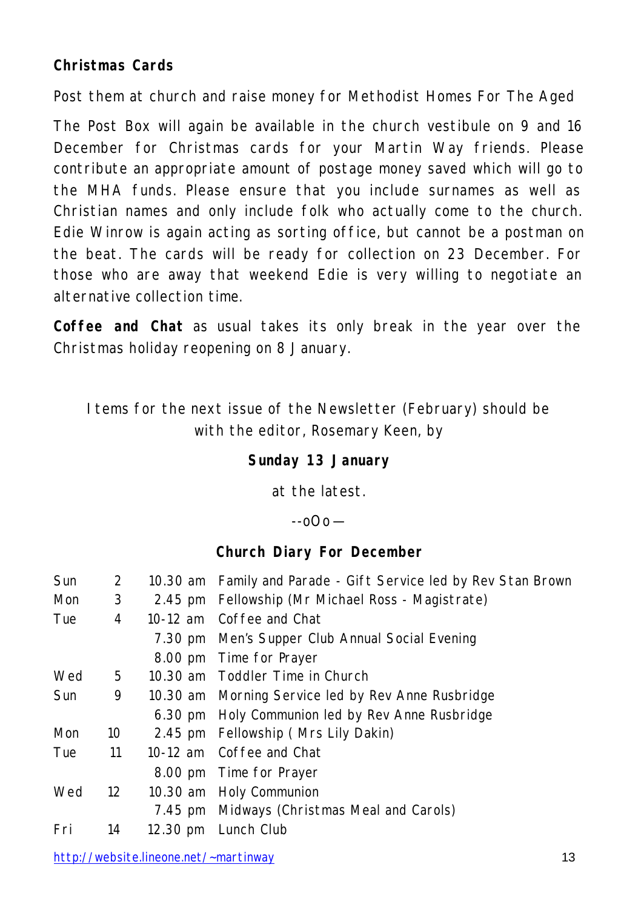**Christmas Cards**

Post them at church and raise money for Methodist Homes For The Aged

The Post Box will again be available in the church vestibule on 9 and 16 December for Christmas cards for your Martin Way friends. Please contribute an appropriate amount of postage money saved which will go to the MHA funds. Please ensure that you include surnames as well as Christian names and only include folk who actually come to the church. Edie Winrow is again acting as sorting office, but cannot be a postman on the beat. The cards will be ready for collection on 23 December. For those who are away that weekend Edie is very willing to negotiate an alternative collection time.

**Coffee and Chat** as usual takes its only break in the year over the Christmas holiday reopening on 8 January.

Items for the next issue of the Newsletter (February) should be with the editor, Rosemary Keen, by

**Sunday 13 January**

at the latest.

--oOo—

**Church Diary For December**

| | | | |
|---|---|---|---|
| Sun | 2 | 10.30 am | Family and Parade - Gift Service led by Rev Stan Brown |
| Mon | 3 | 2.45 pm | Fellowship (Mr Michael Ross - Magistrate) |
| Tue | 4 | 10-12 am | Coffee and Chat |
| | | 7.30 pm | Men's Supper Club Annual Social Evening |
| | | 8.00 pm | Time for Prayer |
| Wed | 5 | 10.30 am | Toddler Time in Church |
| Sun | 9 | 10.30 am | Morning Service led by Rev Anne Rusbridge |
| | | 6.30 pm | Holy Communion led by Rev Anne Rusbridge |
| Mon | 10 | 2.45 pm | Fellowship ( Mrs Lily Dakin) |
| Tue | 11 | 10-12 am | Coffee and Chat |
| | | 8.00 pm | Time for Prayer |
| Wed | 12 | 10.30 am | Holy Communion |
| | | 7.45 pm | Midways (Christmas Meal and Carols) |
| Fri | 14 | 12.30 pm | Lunch Club |

http://website.lineone.net/~martinway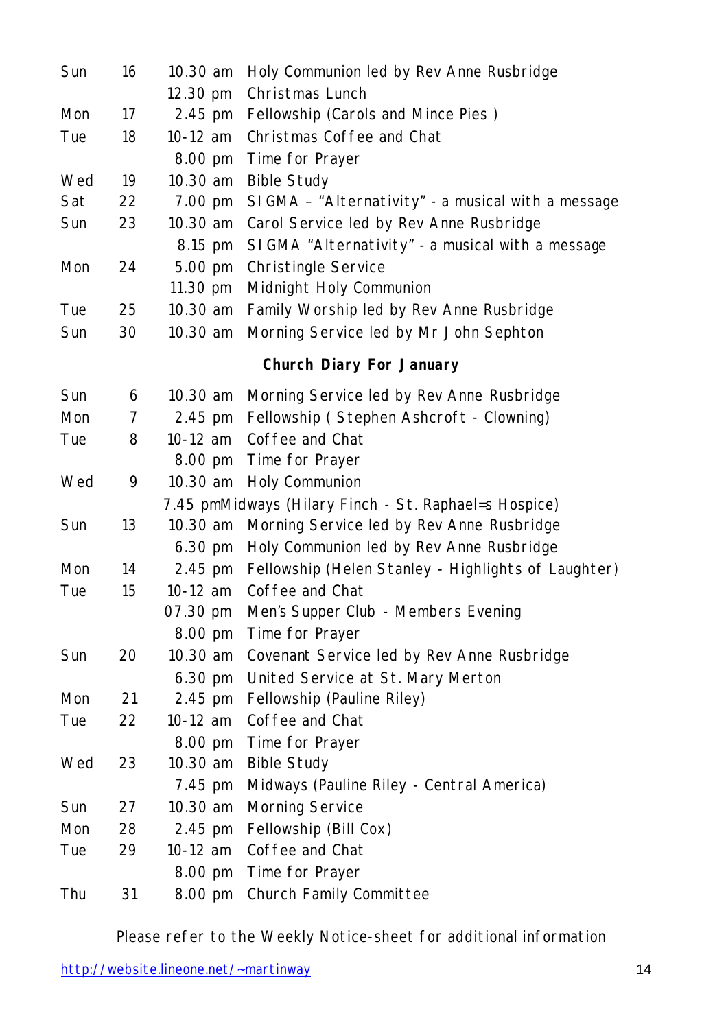| | | | |
|---|---|---|---|
| Sun | 16 | 10.30 am | Holy Communion led by Rev Anne Rusbridge |
| | | 12.30 pm | Christmas Lunch |
| Mon | 17 | 2.45 pm | Fellowship (Carols and Mince Pies ) |
| Tue | 18 | 10-12 am | Christmas Coffee and Chat |
| | | 8.00 pm | Time for Prayer |
| Wed | 19 | 10.30 am | Bible Study |
| Sat | 22 | 7.00 pm | SIGMA – "Alternativity" - a musical with a message |
| Sun | 23 | 10.30 am | Carol Service led by Rev Anne Rusbridge |
| | | 8.15 pm | SIGMA "Alternativity" - a musical with a message |
| Mon | 24 | 5.00 pm | Christingle Service |
| | | 11.30 pm | Midnight Holy Communion |
| Tue | 25 | 10.30 am | Family Worship led by Rev Anne Rusbridge |
| Sun | 30 | 10.30 am | Morning Service led by Mr John Sephton |

## Church Diary For January

| | | | |
|---|---|---|---|
| Sun | 6 | 10.30 am | Morning Service led by Rev Anne Rusbridge |
| Mon | 7 | 2.45 pm | Fellowship ( Stephen Ashcroft - Clowning) |
| Tue | 8 | 10-12 am | Coffee and Chat |
| | | 8.00 pm | Time for Prayer |
| Wed | 9 | 10.30 am | Holy Communion |
| | | 7.45 pm | Midways (Hilary Finch - St. Raphael=s Hospice) |
| Sun | 13 | 10.30 am | Morning Service led by Rev Anne Rusbridge |
| | | 6.30 pm | Holy Communion led by Rev Anne Rusbridge |
| Mon | 14 | 2.45 pm | Fellowship (Helen Stanley - Highlights of Laughter) |
| Tue | 15 | 10-12 am | Coffee and Chat |
| | | 07.30 pm | Men's Supper Club - Members Evening |
| | | 8.00 pm | Time for Prayer |
| Sun | 20 | 10.30 am | Covenant Service led by Rev Anne Rusbridge |
| | | 6.30 pm | United Service at St. Mary Merton |
| Mon | 21 | 2.45 pm | Fellowship (Pauline Riley) |
| Tue | 22 | 10-12 am | Coffee and Chat |
| | | 8.00 pm | Time for Prayer |
| Wed | 23 | 10.30 am | Bible Study |
| | | 7.45 pm | Midways (Pauline Riley - Central America) |
| Sun | 27 | 10.30 am | Morning Service |
| Mon | 28 | 2.45 pm | Fellowship (Bill Cox) |
| Tue | 29 | 10-12 am | Coffee and Chat |
| | | 8.00 pm | Time for Prayer |
| Thu | 31 | 8.00 pm | Church Family Committee |

Please refer to the Weekly Notice-sheet for additional information

http://website.lineone.net/~martinway